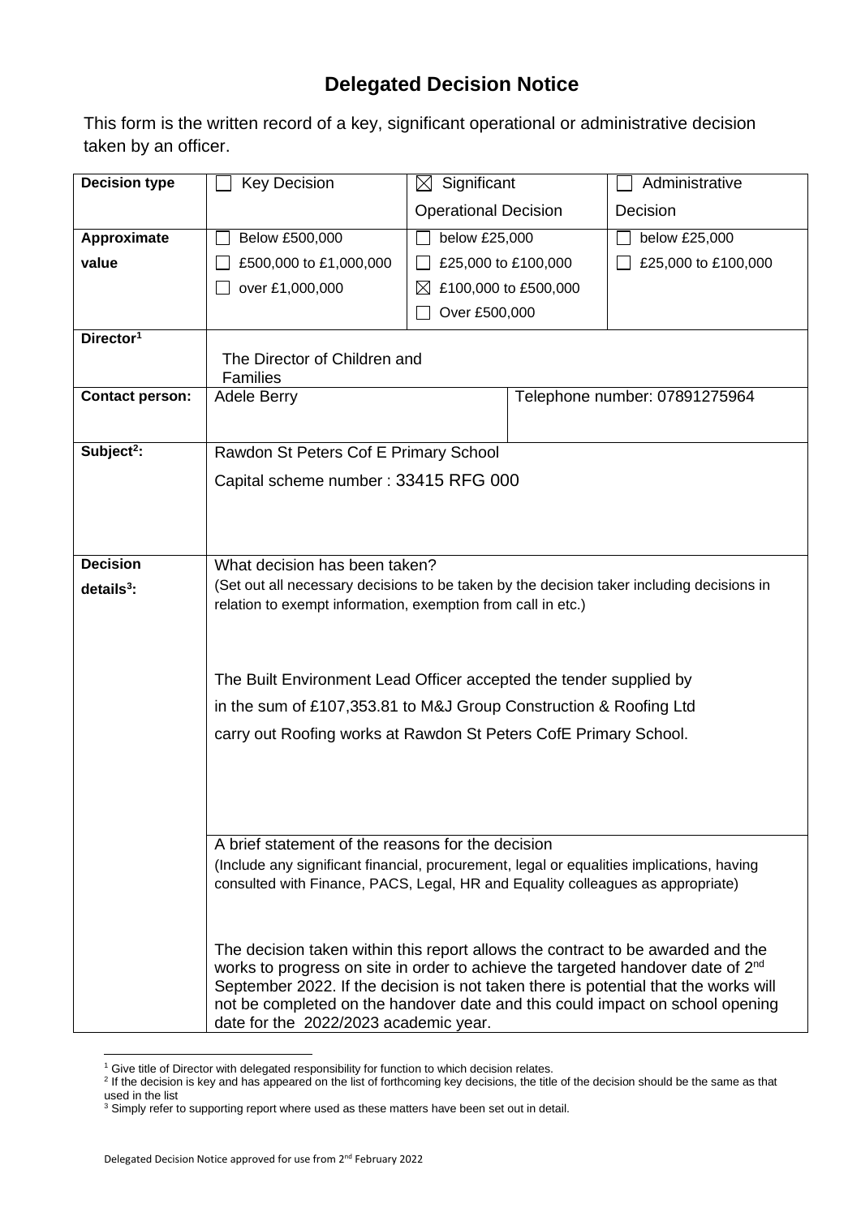# Delegated Decision Notice

This form is the written record of a key, significant operational or administrative decision taken by an officer.

| Decision type | ☐ Key Decision | ☒ Significant Operational Decision | ☐ Administrative Decision |
|---|---|---|---|
| Approximate value | ☐ Below £500,000<br>☐ £500,000 to £1,000,000<br>☐ over £1,000,000 | ☐ below £25,000<br>☐ £25,000 to £100,000<br>☒ £100,000 to £500,000<br>☐ Over £500,000 | ☐ below £25,000<br>☐ £25,000 to £100,000 |
| Director[1] | The Director of Children and Families | | |
| Contact person: | Adele Berry | Telephone number: 07891275964 | |
| Subject[2]: | Rawdon St Peters Cof E Primary School<br>Capital scheme number : 33415 RFG 000 | | |
| Decision details[3]: | What decision has been taken?<br>(Set out all necessary decisions to be taken by the decision taker including decisions in relation to exempt information, exemption from call in etc.)<br><br>The Built Environment Lead Officer accepted the tender supplied by in the sum of £107,353.81 to M&J Group Construction & Roofing Ltd carry out Roofing works at Rawdon St Peters CofE Primary School. | | |
| | A brief statement of the reasons for the decision<br>(Include any significant financial, procurement, legal or equalities implications, having consulted with Finance, PACS, Legal, HR and Equality colleagues as appropriate)<br><br>The decision taken within this report allows the contract to be awarded and the works to progress on site in order to achieve the targeted handover date of 2nd September 2022. If the decision is not taken there is potential that the works will not be completed on the handover date and this could impact on school opening date for the 2022/2023 academic year. | | |

[1] Give title of Director with delegated responsibility for function to which decision relates.
[2] If the decision is key and has appeared on the list of forthcoming key decisions, the title of the decision should be the same as that used in the list
[3] Simply refer to supporting report where used as these matters have been set out in detail.

Delegated Decision Notice approved for use from 2nd February 2022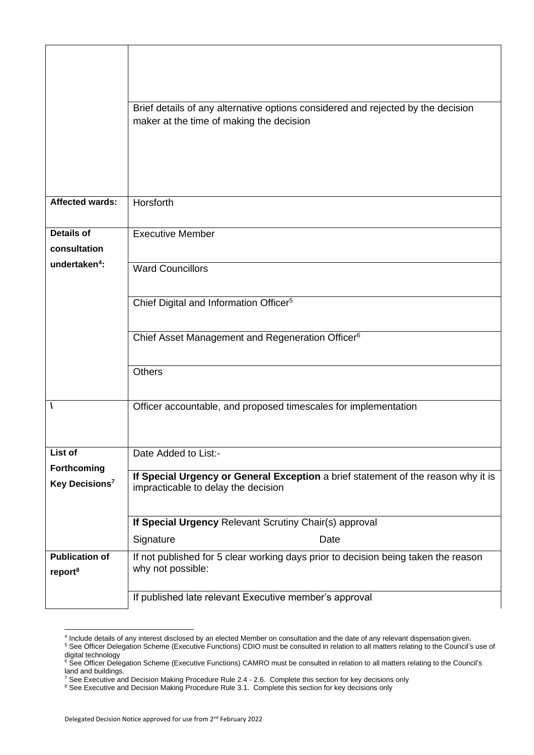| | |
|---|---|
| | |
| | Brief details of any alternative options considered and rejected by the decision maker at the time of making the decision |
| **Affected wards:** | Horsforth |
| **Details of consultation undertaken[4]:** | Executive Member |
| | Ward Councillors |
| | Chief Digital and Information Officer[5] |
| | Chief Asset Management and Regeneration Officer[6] |
| | Others |
| **\\** | Officer accountable, and proposed timescales for implementation |
| **List of Forthcoming Key Decisions[7]** | Date Added to List:- |
| | **If Special Urgency or General Exception** a brief statement of the reason why it is impracticable to delay the decision |
| | **If Special Urgency** Relevant Scrutiny Chair(s) approval<br>Signature Date |
| **Publication of report[8]** | If not published for 5 clear working days prior to decision being taken the reason why not possible: |
| | If published late relevant Executive member's approval |

[4] Include details of any interest disclosed by an elected Member on consultation and the date of any relevant dispensation given.

[5] See Officer Delegation Scheme (Executive Functions) CDIO must be consulted in relation to all matters relating to the Council's use of digital technology

[6] See Officer Delegation Scheme (Executive Functions) CAMRO must be consulted in relation to all matters relating to the Council's land and buildings.

[7] See Executive and Decision Making Procedure Rule 2.4 - 2.6. Complete this section for key decisions only

[8] See Executive and Decision Making Procedure Rule 3.1. Complete this section for key decisions only

Delegated Decision Notice approved for use from 2nd February 2022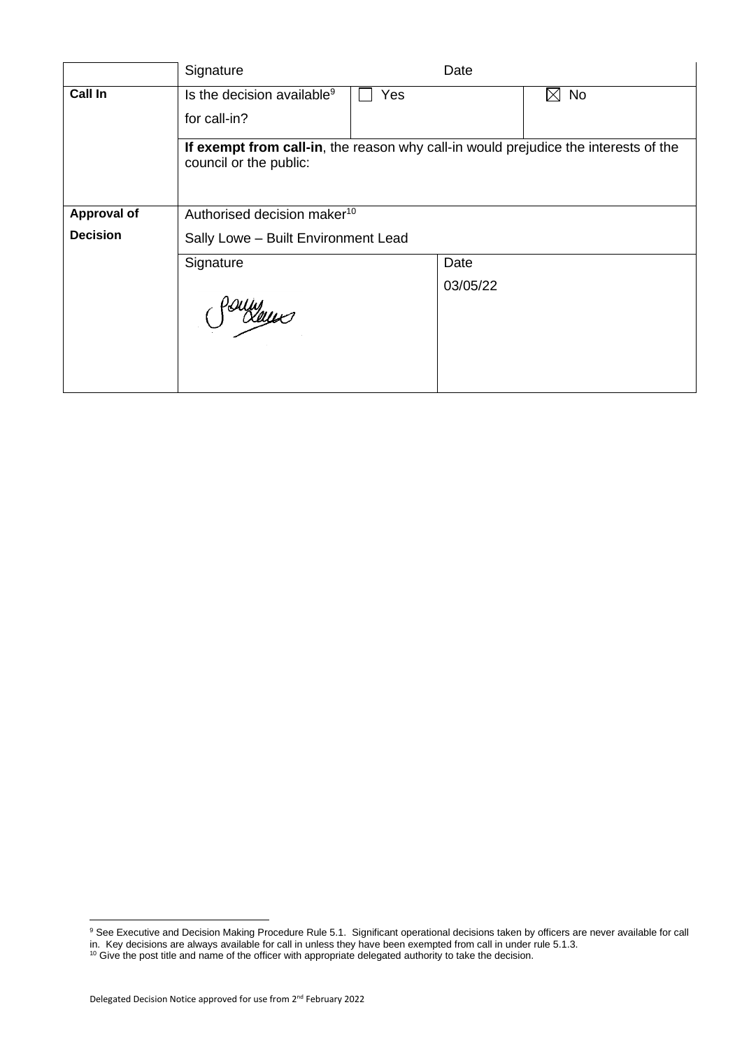| | | | | |
|---|---|---|---|---|
| | Signature | | Date | |
| **Call In** | Is the decision available[9] for call-in? | ☐ Yes | | ☒ No |
| | **If exempt from call-in**, the reason why call-in would prejudice the interests of the council or the public: | | | |
| **Approval of Decision** | Authorised decision maker[10] Sally Lowe – Built Environment Lead | | | |
| | Signature | | Date 03/05/22 | |

[9] See Executive and Decision Making Procedure Rule 5.1. Significant operational decisions taken by officers are never available for call in. Key decisions are always available for call in unless they have been exempted from call in under rule 5.1.3.

[10] Give the post title and name of the officer with appropriate delegated authority to take the decision.

Delegated Decision Notice approved for use from 2nd February 2022